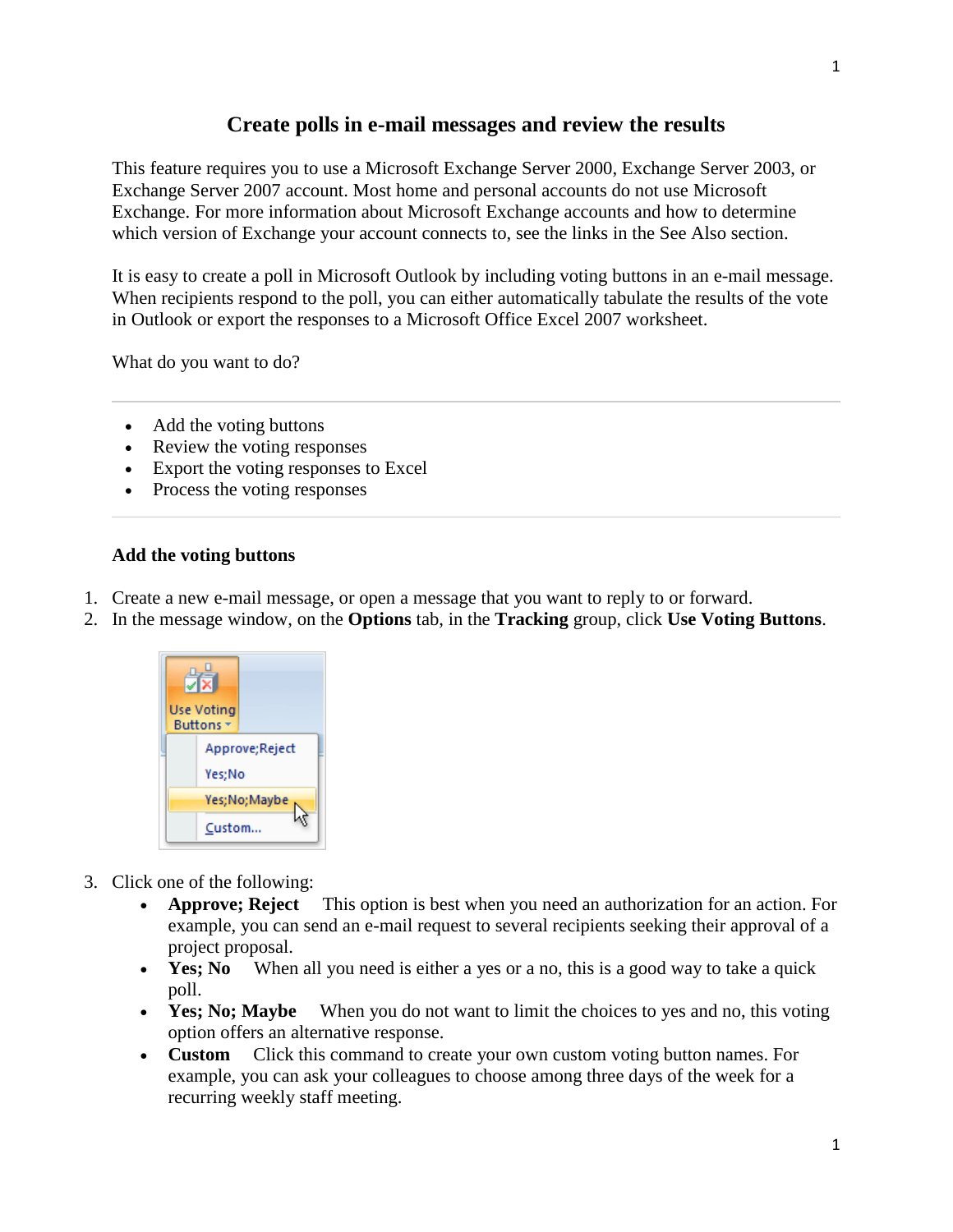# Create polls in e-mail messages and review the results

This feature requires you to use a Microsoft Exchange Server 2000, Exchange Server 2003, or Exchange Server 2007 account. Most home and personal accounts do not use Microsoft Exchange. For more information about Microsoft Exchange accounts and how to determine which version of Exchange your account connects to, see the links in the See Also section.

It is easy to create a poll in Microsoft Outlook by including voting buttons in an e-mail message. When recipients respond to the poll, you can either automatically tabulate the results of the vote in Outlook or export the responses to a Microsoft Office Excel 2007 worksheet.

What do you want to do?

---

- Add the voting buttons
- Review the voting responses
- Export the voting responses to Excel
- Process the voting responses

---

### Add the voting buttons

1. Create a new e-mail message, or open a message that you want to reply to or forward.
2. In the message window, on the **Options** tab, in the **Tracking** group, click **Use Voting Buttons**.
3. Click one of the following:
   - **Approve; Reject** This option is best when you need an authorization for an action. For example, you can send an e-mail request to several recipients seeking their approval of a project proposal.
   - **Yes; No** When all you need is either a yes or a no, this is a good way to take a quick poll.
   - **Yes; No; Maybe** When you do not want to limit the choices to yes and no, this voting option offers an alternative response.
   - **Custom** Click this command to create your own custom voting button names. For example, you can ask your colleagues to choose among three days of the week for a recurring weekly staff meeting.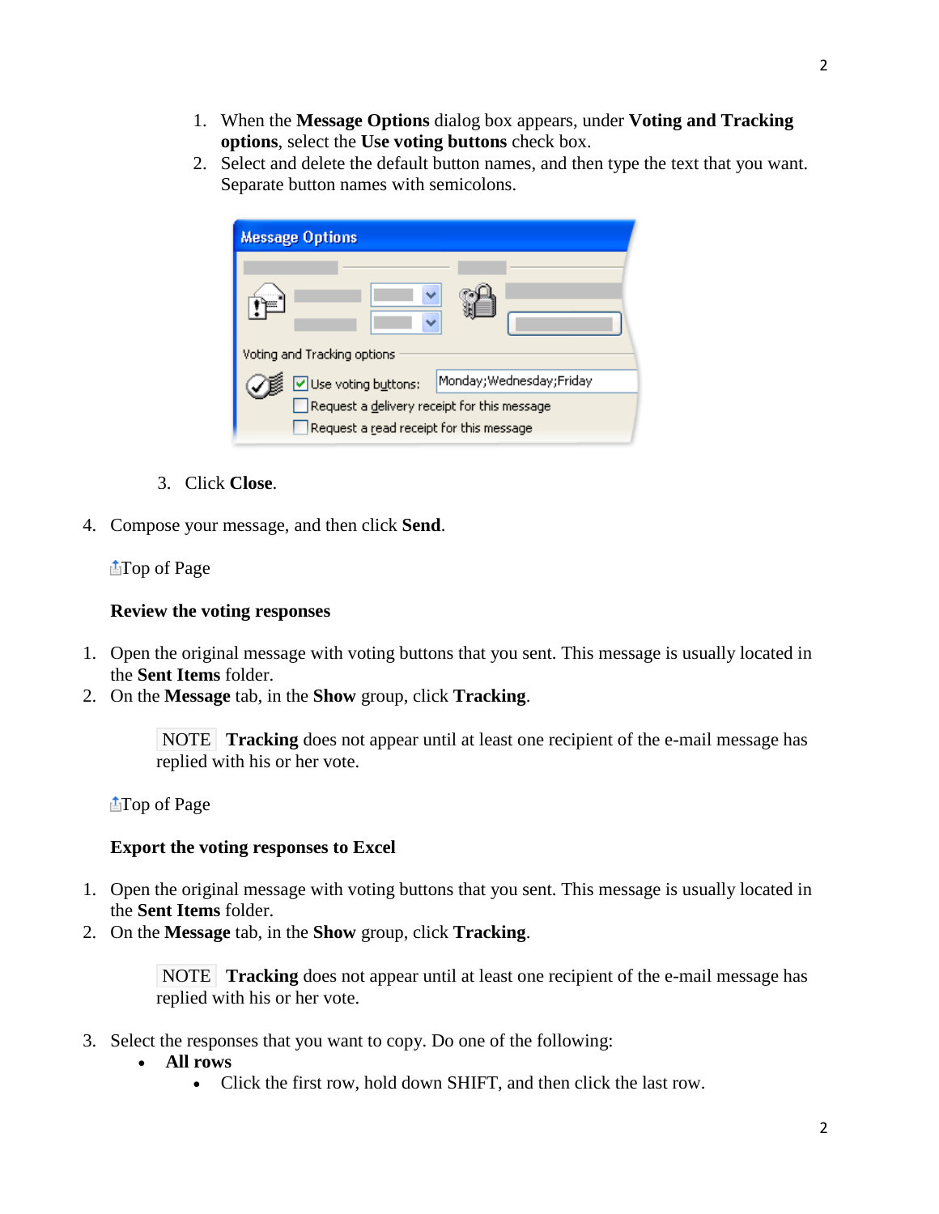1. When the **Message Options** dialog box appears, under **Voting and Tracking options**, select the **Use voting buttons** check box.
2. Select and delete the default button names, and then type the text that you want. Separate button names with semicolons.

3. Click **Close**.

4. Compose your message, and then click **Send**.

Top of Page

**Review the voting responses**

1. Open the original message with voting buttons that you sent. This message is usually located in the **Sent Items** folder.
2. On the **Message** tab, in the **Show** group, click **Tracking**.

   NOTE **Tracking** does not appear until at least one recipient of the e-mail message has replied with his or her vote.

Top of Page

**Export the voting responses to Excel**

1. Open the original message with voting buttons that you sent. This message is usually located in the **Sent Items** folder.
2. On the **Message** tab, in the **Show** group, click **Tracking**.

   NOTE **Tracking** does not appear until at least one recipient of the e-mail message has replied with his or her vote.

3. Select the responses that you want to copy. Do one of the following:
   - **All rows**
     - Click the first row, hold down SHIFT, and then click the last row.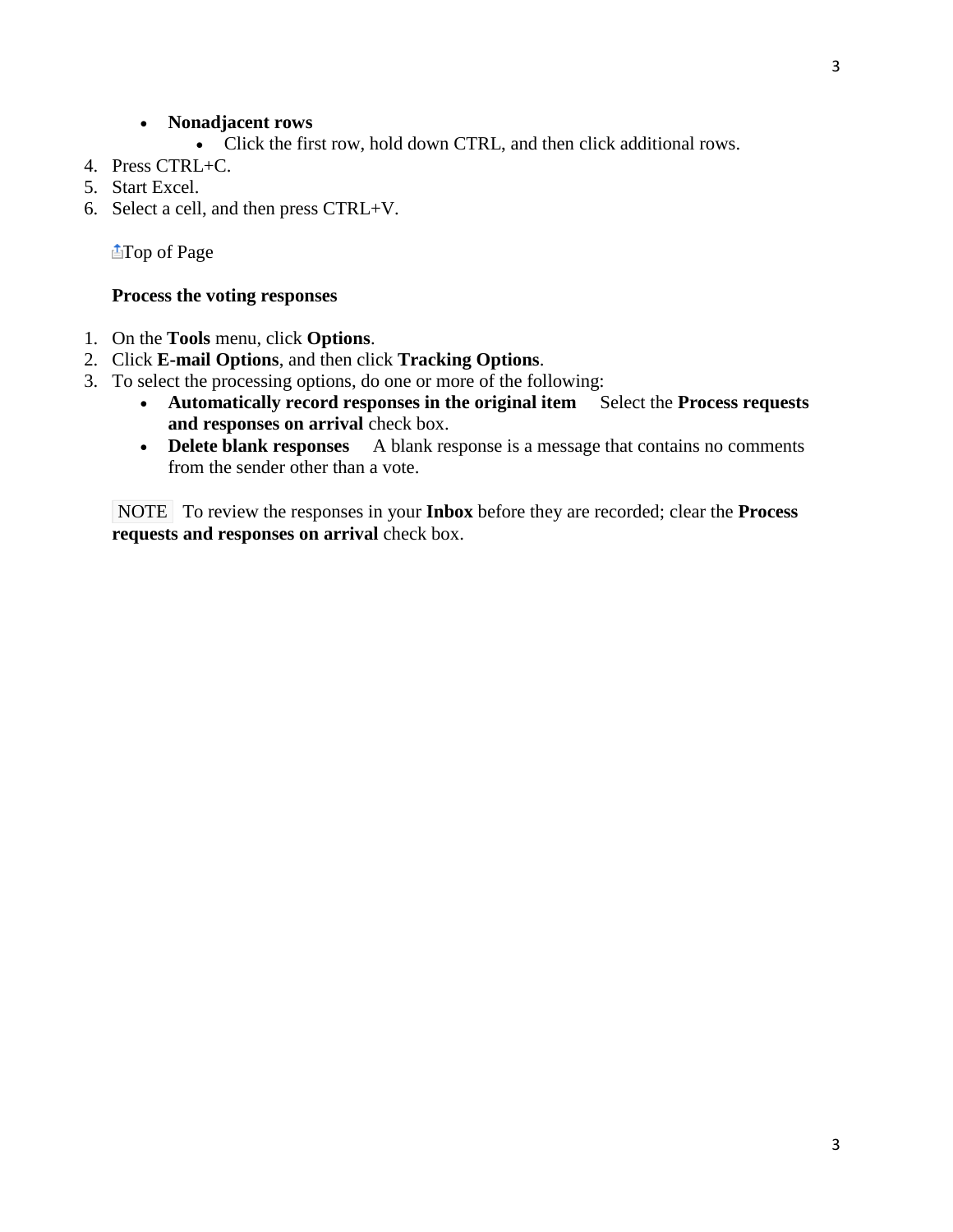- **Nonadjacent rows**
  - Click the first row, hold down CTRL, and then click additional rows.

4. Press CTRL+C.
5. Start Excel.
6. Select a cell, and then press CTRL+V.

Top of Page

**Process the voting responses**

1. On the **Tools** menu, click **Options**.
2. Click **E-mail Options**, and then click **Tracking Options**.
3. To select the processing options, do one or more of the following:
   - **Automatically record responses in the original item** Select the **Process requests and responses on arrival** check box.
   - **Delete blank responses** A blank response is a message that contains no comments from the sender other than a vote.

NOTE To review the responses in your **Inbox** before they are recorded; clear the **Process requests and responses on arrival** check box.